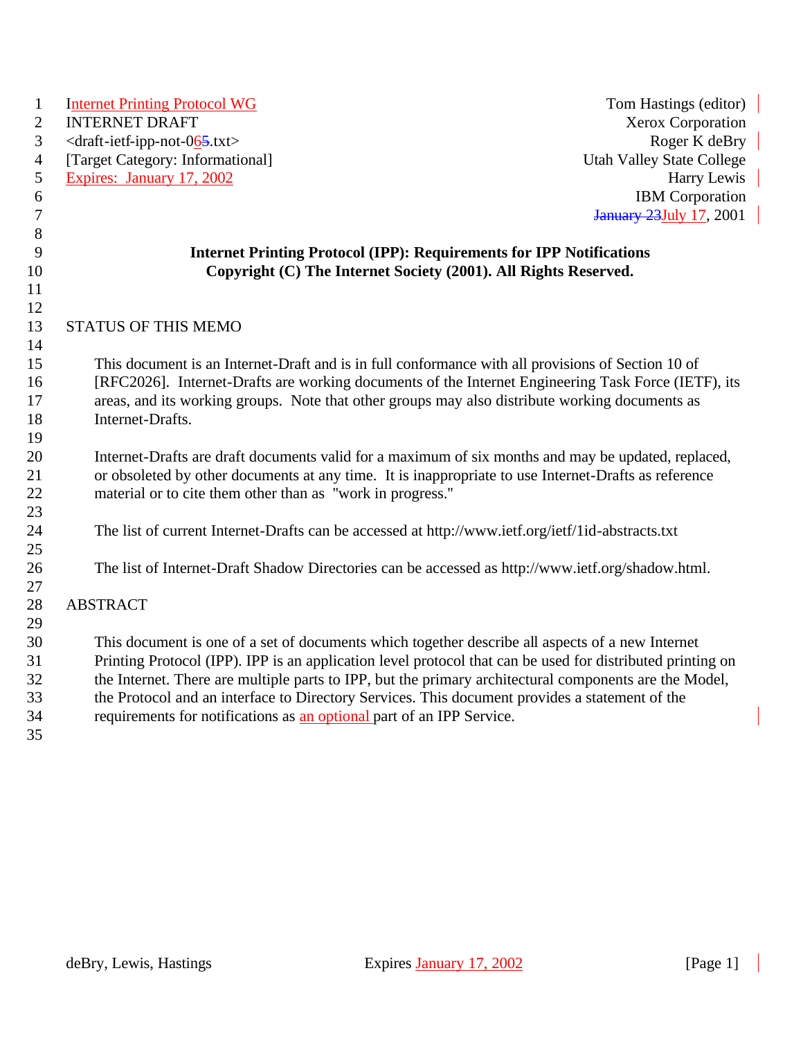Internet Printing Protocol WG — Tom Hastings (editor)
INTERNET DRAFT — Xerox Corporation
<draft-ietf-ipp-not-06.txt> — Roger K deBry
[Target Category: Informational] — Utah Valley State College
Expires: January 17, 2002 — Harry Lewis
IBM Corporation
July 17, 2001

**Internet Printing Protocol (IPP): Requirements for IPP Notifications**
**Copyright (C) The Internet Society (2001). All Rights Reserved.**

## STATUS OF THIS MEMO

This document is an Internet-Draft and is in full conformance with all provisions of Section 10 of [RFC2026]. Internet-Drafts are working documents of the Internet Engineering Task Force (IETF), its areas, and its working groups. Note that other groups may also distribute working documents as Internet-Drafts.

Internet-Drafts are draft documents valid for a maximum of six months and may be updated, replaced, or obsoleted by other documents at any time. It is inappropriate to use Internet-Drafts as reference material or to cite them other than as "work in progress."

The list of current Internet-Drafts can be accessed at http://www.ietf.org/ietf/1id-abstracts.txt

The list of Internet-Draft Shadow Directories can be accessed as http://www.ietf.org/shadow.html.

## ABSTRACT

This document is one of a set of documents which together describe all aspects of a new Internet Printing Protocol (IPP). IPP is an application level protocol that can be used for distributed printing on the Internet. There are multiple parts to IPP, but the primary architectural components are the Model, the Protocol and an interface to Directory Services. This document provides a statement of the requirements for notifications as an optional part of an IPP Service.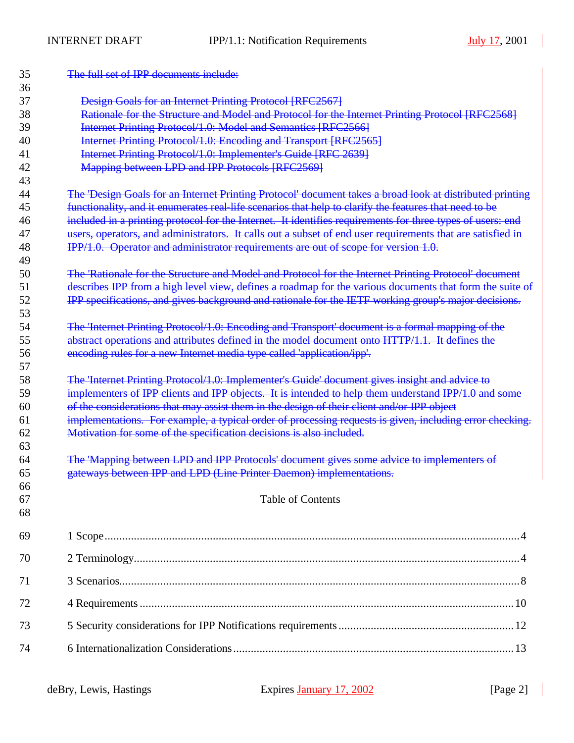~~The full set of IPP documents include:~~

~~Design Goals for an Internet Printing Protocol [RFC2567]~~
~~Rationale for the Structure and Model and Protocol for the Internet Printing Protocol [RFC2568]~~
~~Internet Printing Protocol/1.0: Model and Semantics [RFC2566]~~
~~Internet Printing Protocol/1.0: Encoding and Transport [RFC2565]~~
~~Internet Printing Protocol/1.0: Implementer's Guide [RFC 2639]~~
~~Mapping between LPD and IPP Protocols [RFC2569]~~

~~The 'Design Goals for an Internet Printing Protocol' document takes a broad look at distributed printing functionality, and it enumerates real-life scenarios that help to clarify the features that need to be included in a printing protocol for the Internet. It identifies requirements for three types of users: end users, operators, and administrators. It calls out a subset of end user requirements that are satisfied in IPP/1.0. Operator and administrator requirements are out of scope for version 1.0.~~

~~The 'Rationale for the Structure and Model and Protocol for the Internet Printing Protocol' document describes IPP from a high level view, defines a roadmap for the various documents that form the suite of IPP specifications, and gives background and rationale for the IETF working group's major decisions.~~

~~The 'Internet Printing Protocol/1.0: Encoding and Transport' document is a formal mapping of the abstract operations and attributes defined in the model document onto HTTP/1.1. It defines the encoding rules for a new Internet media type called 'application/ipp'.~~

~~The 'Internet Printing Protocol/1.0: Implementer's Guide' document gives insight and advice to implementers of IPP clients and IPP objects. It is intended to help them understand IPP/1.0 and some of the considerations that may assist them in the design of their client and/or IPP object implementations. For example, a typical order of processing requests is given, including error checking. Motivation for some of the specification decisions is also included.~~

~~The 'Mapping between LPD and IPP Protocols' document gives some advice to implementers of gateways between IPP and LPD (Line Printer Daemon) implementations.~~

Table of Contents

1 Scope....................................................4

2 Terminology..............................................4

3 Scenarios................................................8

4 Requirements.............................................10

5 Security considerations for IPP Notifications requirements....12

6 Internationalization Considerations......................13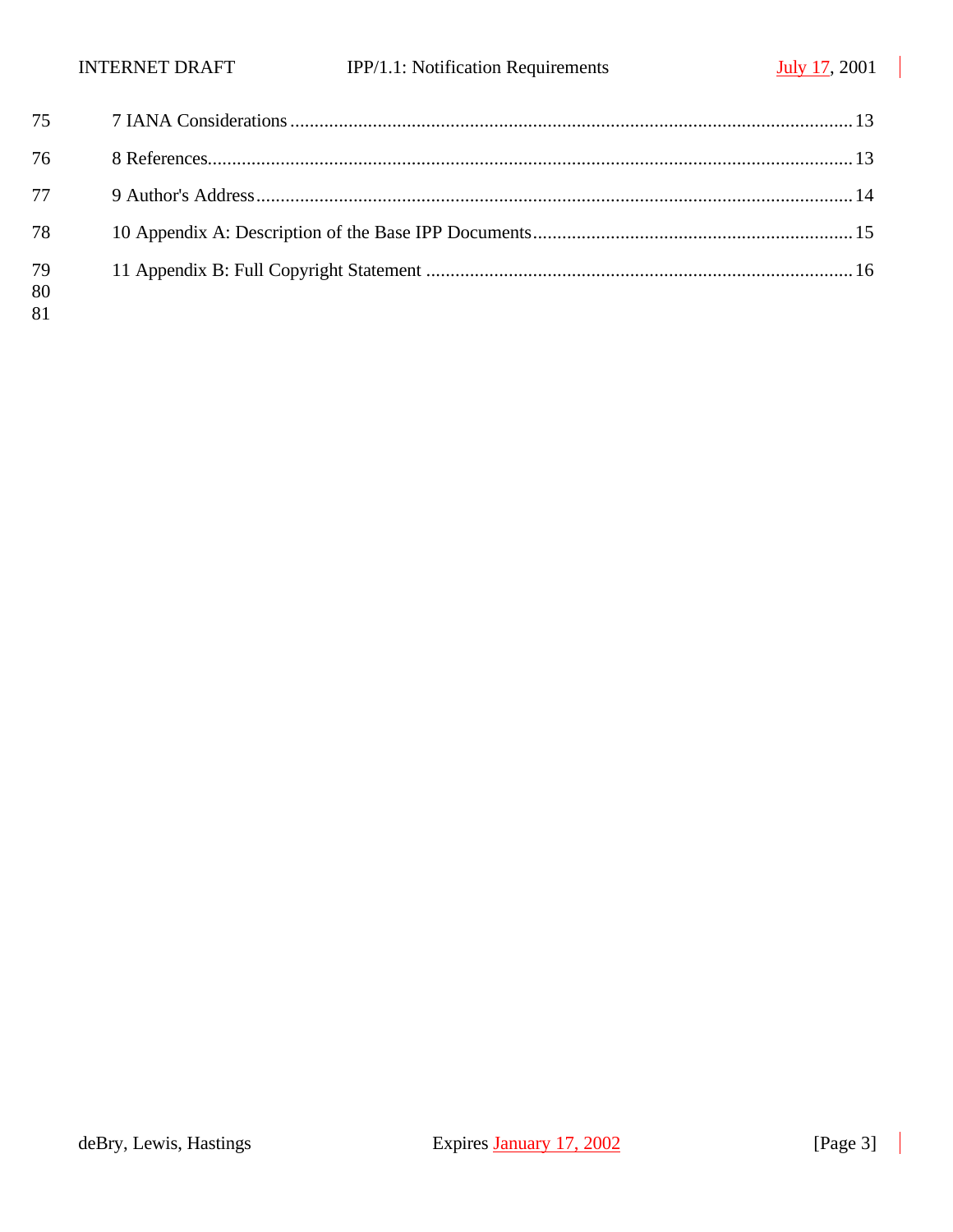7 IANA Considerations .......................................................................................................... 13

8 References........................................................................................................................ 13

9 Author's Address .............................................................................................................. 14

10 Appendix A: Description of the Base IPP Documents.................................................... 15

11 Appendix B: Full Copyright Statement ......................................................................... 16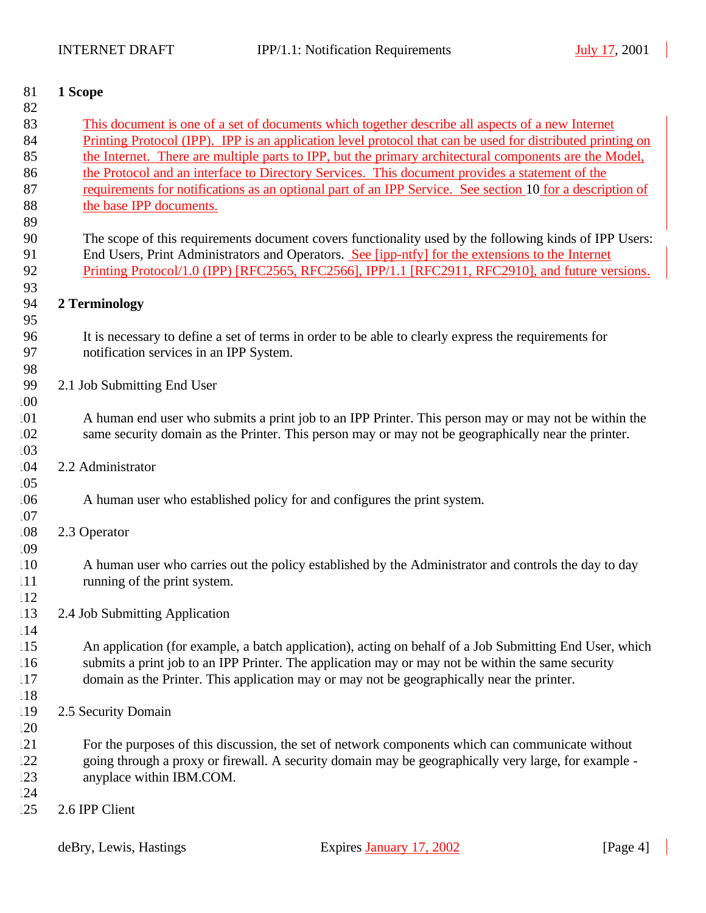# 1 Scope

This document is one of a set of documents which together describe all aspects of a new Internet Printing Protocol (IPP). IPP is an application level protocol that can be used for distributed printing on the Internet. There are multiple parts to IPP, but the primary architectural components are the Model, the Protocol and an interface to Directory Services. This document provides a statement of the requirements for notifications as an optional part of an IPP Service. See section 10 for a description of the base IPP documents.

The scope of this requirements document covers functionality used by the following kinds of IPP Users: End Users, Print Administrators and Operators. See [ipp-ntfy] for the extensions to the Internet Printing Protocol/1.0 (IPP) [RFC2565, RFC2566], IPP/1.1 [RFC2911, RFC2910], and future versions.

# 2 Terminology

It is necessary to define a set of terms in order to be able to clearly express the requirements for notification services in an IPP System.

## 2.1 Job Submitting End User

A human end user who submits a print job to an IPP Printer. This person may or may not be within the same security domain as the Printer. This person may or may not be geographically near the printer.

## 2.2 Administrator

A human user who established policy for and configures the print system.

## 2.3 Operator

A human user who carries out the policy established by the Administrator and controls the day to day running of the print system.

## 2.4 Job Submitting Application

An application (for example, a batch application), acting on behalf of a Job Submitting End User, which submits a print job to an IPP Printer. The application may or may not be within the same security domain as the Printer. This application may or may not be geographically near the printer.

## 2.5 Security Domain

For the purposes of this discussion, the set of network components which can communicate without going through a proxy or firewall. A security domain may be geographically very large, for example - anyplace within IBM.COM.

## 2.6 IPP Client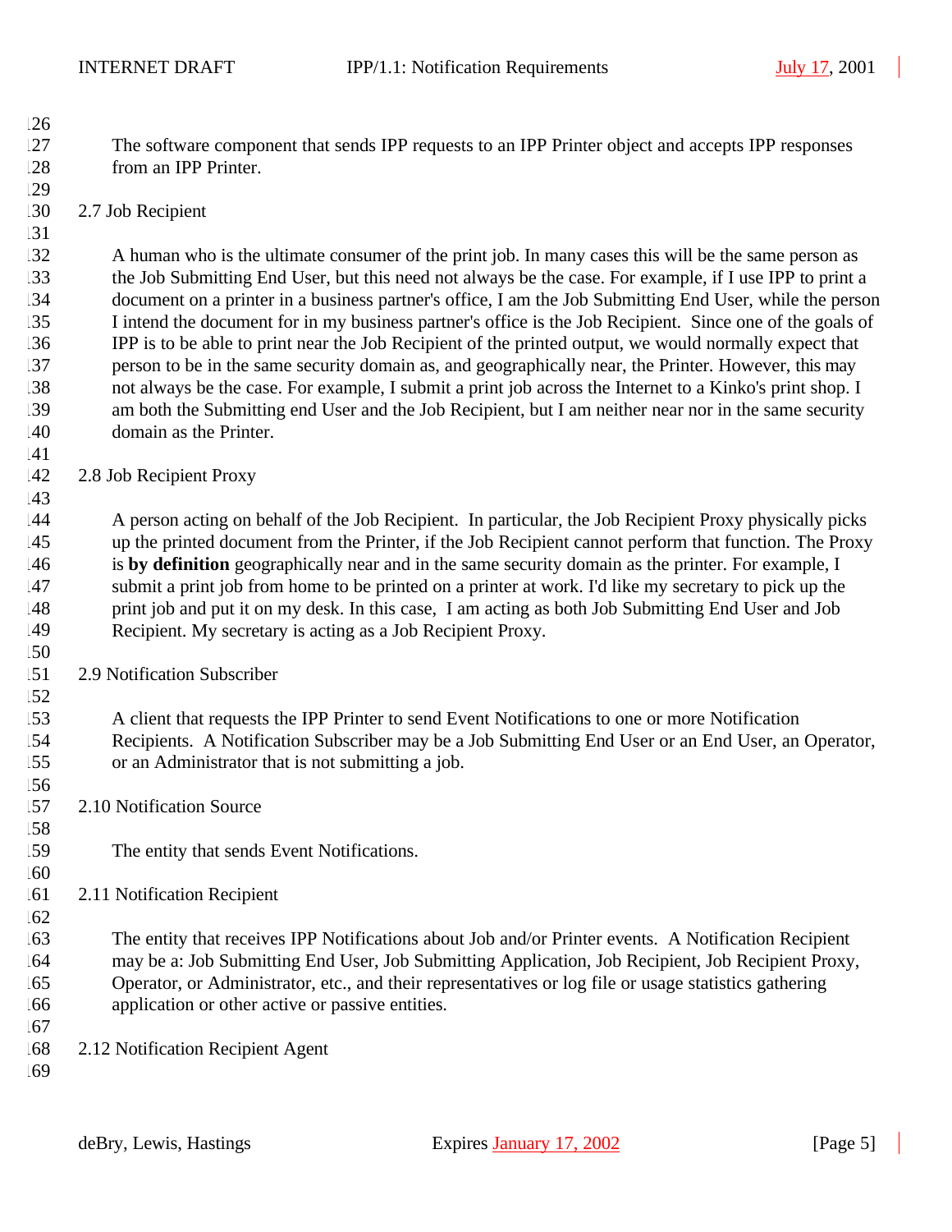The software component that sends IPP requests to an IPP Printer object and accepts IPP responses from an IPP Printer.

## 2.7 Job Recipient

A human who is the ultimate consumer of the print job. In many cases this will be the same person as the Job Submitting End User, but this need not always be the case. For example, if I use IPP to print a document on a printer in a business partner's office, I am the Job Submitting End User, while the person I intend the document for in my business partner's office is the Job Recipient. Since one of the goals of IPP is to be able to print near the Job Recipient of the printed output, we would normally expect that person to be in the same security domain as, and geographically near, the Printer. However, this may not always be the case. For example, I submit a print job across the Internet to a Kinko's print shop. I am both the Submitting end User and the Job Recipient, but I am neither near nor in the same security domain as the Printer.

## 2.8 Job Recipient Proxy

A person acting on behalf of the Job Recipient. In particular, the Job Recipient Proxy physically picks up the printed document from the Printer, if the Job Recipient cannot perform that function. The Proxy is **by definition** geographically near and in the same security domain as the printer. For example, I submit a print job from home to be printed on a printer at work. I'd like my secretary to pick up the print job and put it on my desk. In this case, I am acting as both Job Submitting End User and Job Recipient. My secretary is acting as a Job Recipient Proxy.

## 2.9 Notification Subscriber

A client that requests the IPP Printer to send Event Notifications to one or more Notification Recipients. A Notification Subscriber may be a Job Submitting End User or an End User, an Operator, or an Administrator that is not submitting a job.

## 2.10 Notification Source

The entity that sends Event Notifications.

## 2.11 Notification Recipient

The entity that receives IPP Notifications about Job and/or Printer events. A Notification Recipient may be a: Job Submitting End User, Job Submitting Application, Job Recipient, Job Recipient Proxy, Operator, or Administrator, etc., and their representatives or log file or usage statistics gathering application or other active or passive entities.

## 2.12 Notification Recipient Agent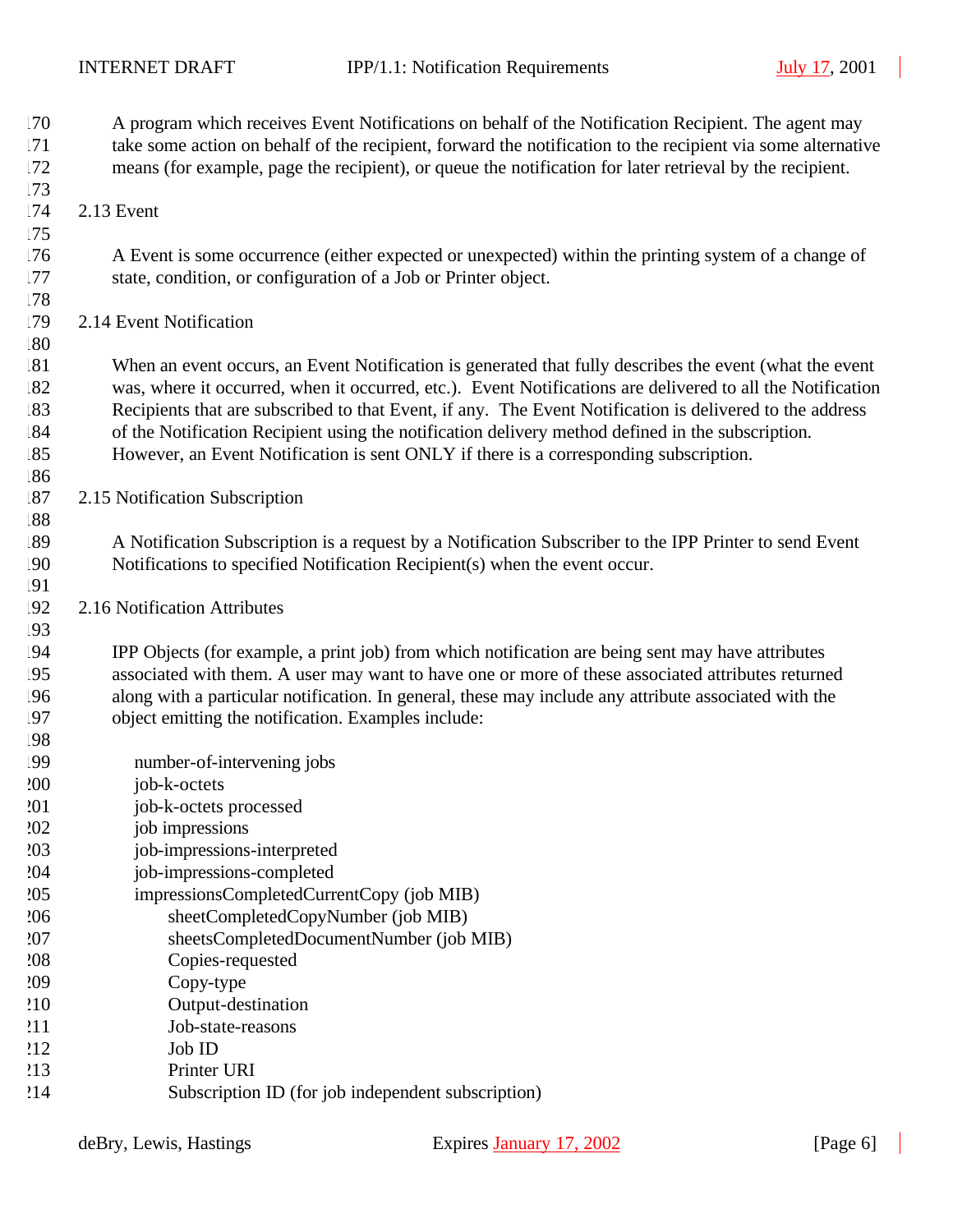A program which receives Event Notifications on behalf of the Notification Recipient. The agent may take some action on behalf of the recipient, forward the notification to the recipient via some alternative means (for example, page the recipient), or queue the notification for later retrieval by the recipient.

## 2.13 Event

A Event is some occurrence (either expected or unexpected) within the printing system of a change of state, condition, or configuration of a Job or Printer object.

## 2.14 Event Notification

When an event occurs, an Event Notification is generated that fully describes the event (what the event was, where it occurred, when it occurred, etc.). Event Notifications are delivered to all the Notification Recipients that are subscribed to that Event, if any. The Event Notification is delivered to the address of the Notification Recipient using the notification delivery method defined in the subscription. However, an Event Notification is sent ONLY if there is a corresponding subscription.

## 2.15 Notification Subscription

A Notification Subscription is a request by a Notification Subscriber to the IPP Printer to send Event Notifications to specified Notification Recipient(s) when the event occur.

## 2.16 Notification Attributes

IPP Objects (for example, a print job) from which notification are being sent may have attributes associated with them. A user may want to have one or more of these associated attributes returned along with a particular notification. In general, these may include any attribute associated with the object emitting the notification. Examples include:

- number-of-intervening jobs
- job-k-octets
- job-k-octets processed
- job impressions
- job-impressions-interpreted
- job-impressions-completed
- impressionsCompletedCurrentCopy (job MIB)
  - sheetCompletedCopyNumber (job MIB)
  - sheetsCompletedDocumentNumber (job MIB)
  - Copies-requested
  - Copy-type
  - Output-destination
  - Job-state-reasons
  - Job ID
  - Printer URI
  - Subscription ID (for job independent subscription)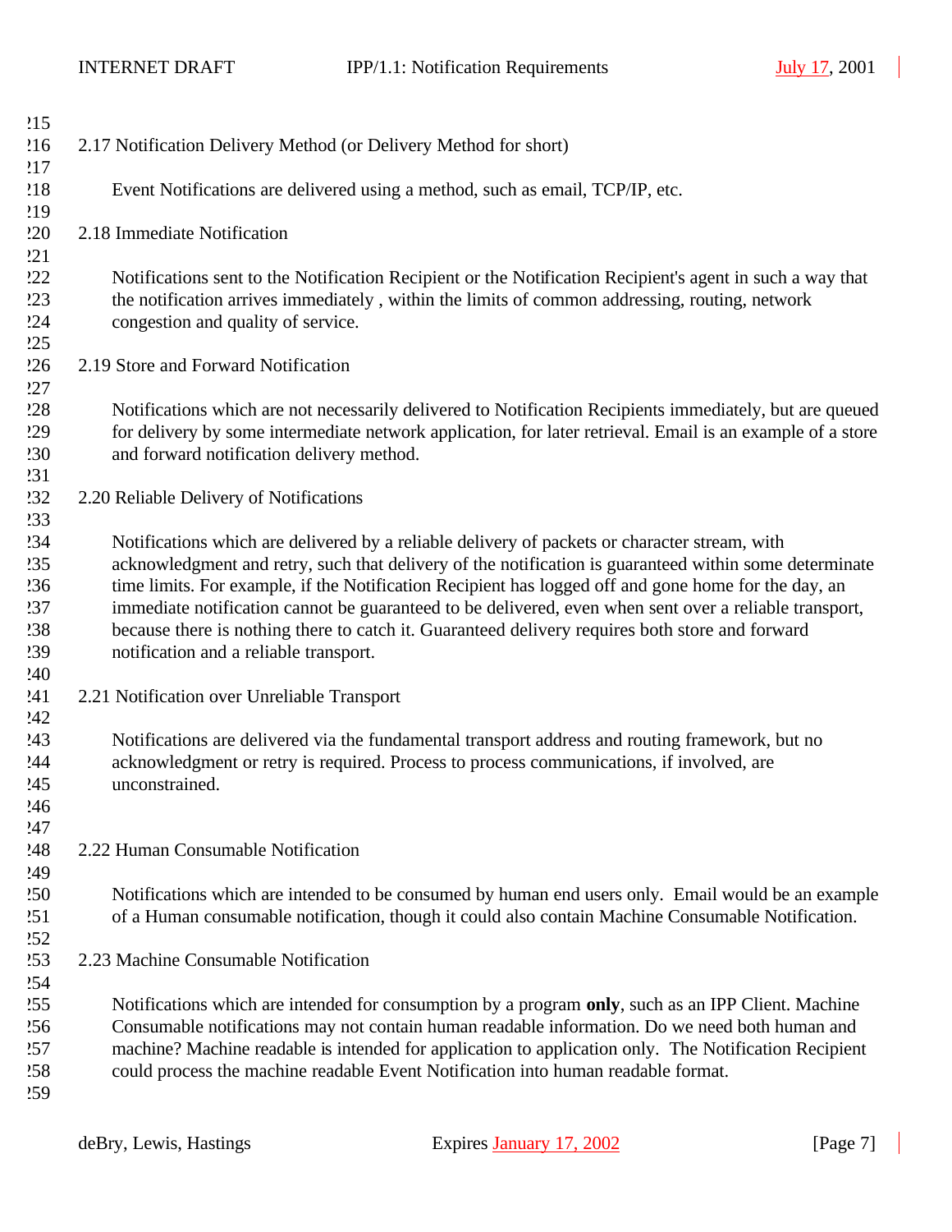## 2.17 Notification Delivery Method (or Delivery Method for short)

Event Notifications are delivered using a method, such as email, TCP/IP, etc.

## 2.18 Immediate Notification

Notifications sent to the Notification Recipient or the Notification Recipient's agent in such a way that the notification arrives immediately , within the limits of common addressing, routing, network congestion and quality of service.

## 2.19 Store and Forward Notification

Notifications which are not necessarily delivered to Notification Recipients immediately, but are queued for delivery by some intermediate network application, for later retrieval. Email is an example of a store and forward notification delivery method.

## 2.20 Reliable Delivery of Notifications

Notifications which are delivered by a reliable delivery of packets or character stream, with acknowledgment and retry, such that delivery of the notification is guaranteed within some determinate time limits. For example, if the Notification Recipient has logged off and gone home for the day, an immediate notification cannot be guaranteed to be delivered, even when sent over a reliable transport, because there is nothing there to catch it. Guaranteed delivery requires both store and forward notification and a reliable transport.

## 2.21 Notification over Unreliable Transport

Notifications are delivered via the fundamental transport address and routing framework, but no acknowledgment or retry is required. Process to process communications, if involved, are unconstrained.

## 2.22 Human Consumable Notification

Notifications which are intended to be consumed by human end users only. Email would be an example of a Human consumable notification, though it could also contain Machine Consumable Notification.

## 2.23 Machine Consumable Notification

Notifications which are intended for consumption by a program **only**, such as an IPP Client. Machine Consumable notifications may not contain human readable information. Do we need both human and machine? Machine readable is intended for application to application only. The Notification Recipient could process the machine readable Event Notification into human readable format.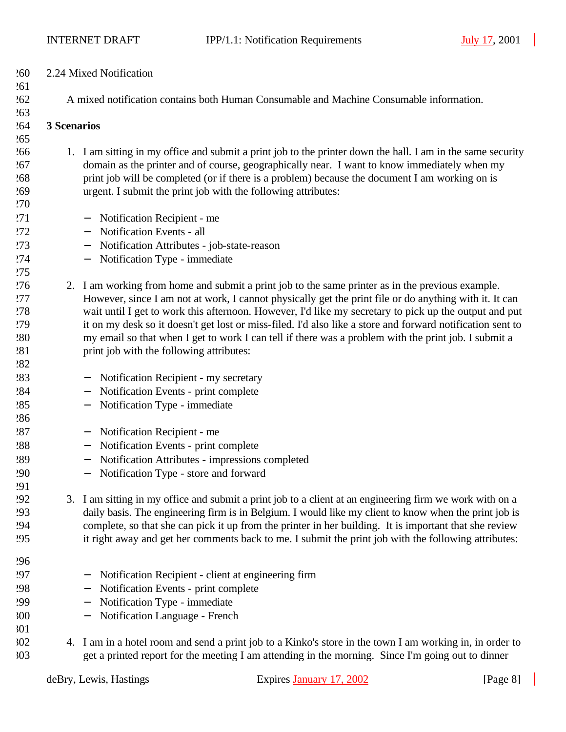### 2.24 Mixed Notification

A mixed notification contains both Human Consumable and Machine Consumable information.

## 3 Scenarios

1. I am sitting in my office and submit a print job to the printer down the hall. I am in the same security domain as the printer and of course, geographically near. I want to know immediately when my print job will be completed (or if there is a problem) because the document I am working on is urgent. I submit the print job with the following attributes:

   - Notification Recipient - me
   - Notification Events - all
   - Notification Attributes - job-state-reason
   - Notification Type - immediate

2. I am working from home and submit a print job to the same printer as in the previous example. However, since I am not at work, I cannot physically get the print file or do anything with it. It can wait until I get to work this afternoon. However, I'd like my secretary to pick up the output and put it on my desk so it doesn't get lost or miss-filed. I'd also like a store and forward notification sent to my email so that when I get to work I can tell if there was a problem with the print job. I submit a print job with the following attributes:

   - Notification Recipient - my secretary
   - Notification Events - print complete
   - Notification Type - immediate

   - Notification Recipient - me
   - Notification Events - print complete
   - Notification Attributes - impressions completed
   - Notification Type - store and forward

3. I am sitting in my office and submit a print job to a client at an engineering firm we work with on a daily basis. The engineering firm is in Belgium. I would like my client to know when the print job is complete, so that she can pick it up from the printer in her building. It is important that she review it right away and get her comments back to me. I submit the print job with the following attributes:

   - Notification Recipient - client at engineering firm
   - Notification Events - print complete
   - Notification Type - immediate
   - Notification Language - French

4. I am in a hotel room and send a print job to a Kinko's store in the town I am working in, in order to get a printed report for the meeting I am attending in the morning. Since I'm going out to dinner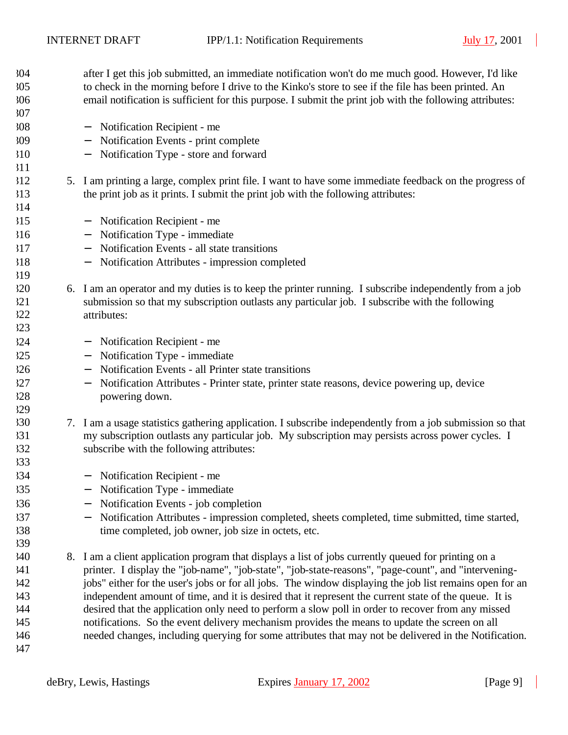after I get this job submitted, an immediate notification won't do me much good. However, I'd like to check in the morning before I drive to the Kinko's store to see if the file has been printed. An email notification is sufficient for this purpose. I submit the print job with the following attributes:

- Notification Recipient - me
- Notification Events - print complete
- Notification Type - store and forward

5. I am printing a large, complex print file. I want to have some immediate feedback on the progress of the print job as it prints. I submit the print job with the following attributes:

   - Notification Recipient - me
   - Notification Type - immediate
   - Notification Events - all state transitions
   - Notification Attributes - impression completed

6. I am an operator and my duties is to keep the printer running. I subscribe independently from a job submission so that my subscription outlasts any particular job. I subscribe with the following attributes:

   - Notification Recipient - me
   - Notification Type - immediate
   - Notification Events - all Printer state transitions
   - Notification Attributes - Printer state, printer state reasons, device powering up, device powering down.

7. I am a usage statistics gathering application. I subscribe independently from a job submission so that my subscription outlasts any particular job. My subscription may persists across power cycles. I subscribe with the following attributes:

   - Notification Recipient - me
   - Notification Type - immediate
   - Notification Events - job completion
   - Notification Attributes - impression completed, sheets completed, time submitted, time started, time completed, job owner, job size in octets, etc.

8. I am a client application program that displays a list of jobs currently queued for printing on a printer. I display the "job-name", "job-state", "job-state-reasons", "page-count", and "intervening-jobs" either for the user's jobs or for all jobs. The window displaying the job list remains open for an independent amount of time, and it is desired that it represent the current state of the queue. It is desired that the application only need to perform a slow poll in order to recover from any missed notifications. So the event delivery mechanism provides the means to update the screen on all needed changes, including querying for some attributes that may not be delivered in the Notification.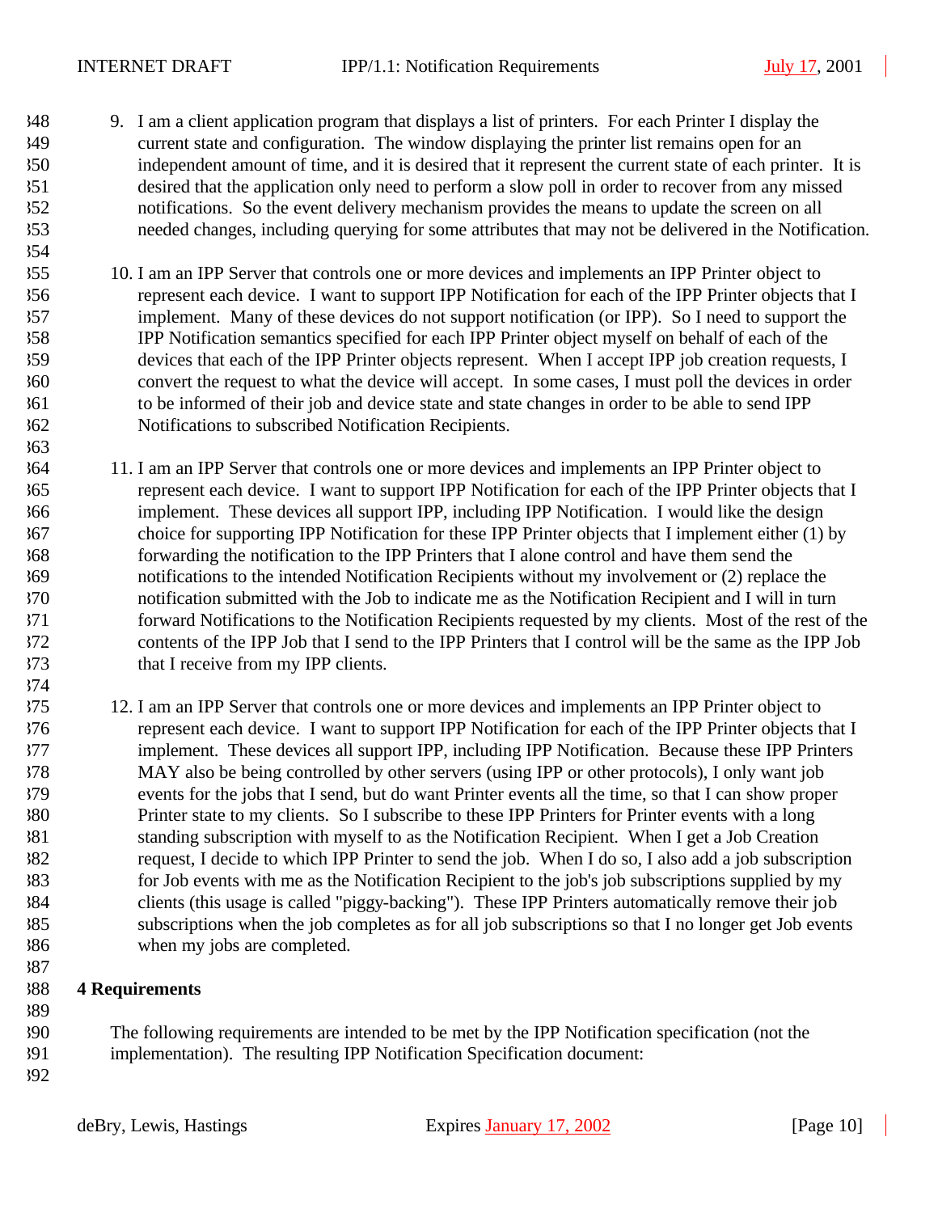9. I am a client application program that displays a list of printers. For each Printer I display the current state and configuration. The window displaying the printer list remains open for an independent amount of time, and it is desired that it represent the current state of each printer. It is desired that the application only need to perform a slow poll in order to recover from any missed notifications. So the event delivery mechanism provides the means to update the screen on all needed changes, including querying for some attributes that may not be delivered in the Notification.

10. I am an IPP Server that controls one or more devices and implements an IPP Printer object to represent each device. I want to support IPP Notification for each of the IPP Printer objects that I implement. Many of these devices do not support notification (or IPP). So I need to support the IPP Notification semantics specified for each IPP Printer object myself on behalf of each of the devices that each of the IPP Printer objects represent. When I accept IPP job creation requests, I convert the request to what the device will accept. In some cases, I must poll the devices in order to be informed of their job and device state and state changes in order to be able to send IPP Notifications to subscribed Notification Recipients.

11. I am an IPP Server that controls one or more devices and implements an IPP Printer object to represent each device. I want to support IPP Notification for each of the IPP Printer objects that I implement. These devices all support IPP, including IPP Notification. I would like the design choice for supporting IPP Notification for these IPP Printer objects that I implement either (1) by forwarding the notification to the IPP Printers that I alone control and have them send the notifications to the intended Notification Recipients without my involvement or (2) replace the notification submitted with the Job to indicate me as the Notification Recipient and I will in turn forward Notifications to the Notification Recipients requested by my clients. Most of the rest of the contents of the IPP Job that I send to the IPP Printers that I control will be the same as the IPP Job that I receive from my IPP clients.

12. I am an IPP Server that controls one or more devices and implements an IPP Printer object to represent each device. I want to support IPP Notification for each of the IPP Printer objects that I implement. These devices all support IPP, including IPP Notification. Because these IPP Printers MAY also be being controlled by other servers (using IPP or other protocols), I only want job events for the jobs that I send, but do want Printer events all the time, so that I can show proper Printer state to my clients. So I subscribe to these IPP Printers for Printer events with a long standing subscription with myself to as the Notification Recipient. When I get a Job Creation request, I decide to which IPP Printer to send the job. When I do so, I also add a job subscription for Job events with me as the Notification Recipient to the job's job subscriptions supplied by my clients (this usage is called "piggy-backing"). These IPP Printers automatically remove their job subscriptions when the job completes as for all job subscriptions so that I no longer get Job events when my jobs are completed.

# 4 Requirements

The following requirements are intended to be met by the IPP Notification specification (not the implementation). The resulting IPP Notification Specification document: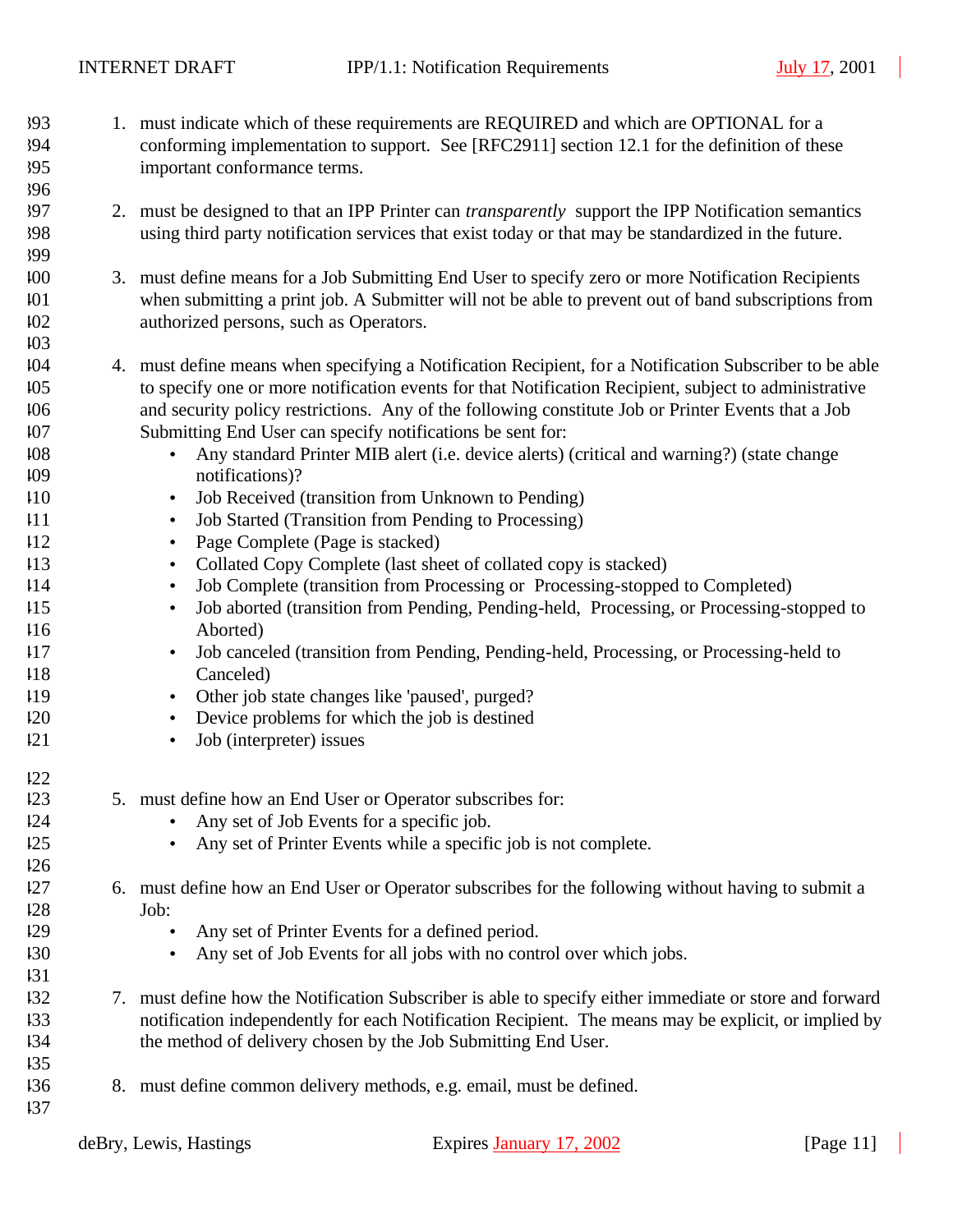1. must indicate which of these requirements are REQUIRED and which are OPTIONAL for a conforming implementation to support. See [RFC2911] section 12.1 for the definition of these important conformance terms.

2. must be designed to that an IPP Printer can *transparently* support the IPP Notification semantics using third party notification services that exist today or that may be standardized in the future.

3. must define means for a Job Submitting End User to specify zero or more Notification Recipients when submitting a print job. A Submitter will not be able to prevent out of band subscriptions from authorized persons, such as Operators.

4. must define means when specifying a Notification Recipient, for a Notification Subscriber to be able to specify one or more notification events for that Notification Recipient, subject to administrative and security policy restrictions. Any of the following constitute Job or Printer Events that a Job Submitting End User can specify notifications be sent for:
   - Any standard Printer MIB alert (i.e. device alerts) (critical and warning?) (state change notifications)?
   - Job Received (transition from Unknown to Pending)
   - Job Started (Transition from Pending to Processing)
   - Page Complete (Page is stacked)
   - Collated Copy Complete (last sheet of collated copy is stacked)
   - Job Complete (transition from Processing or Processing-stopped to Completed)
   - Job aborted (transition from Pending, Pending-held, Processing, or Processing-stopped to Aborted)
   - Job canceled (transition from Pending, Pending-held, Processing, or Processing-held to Canceled)
   - Other job state changes like 'paused', purged?
   - Device problems for which the job is destined
   - Job (interpreter) issues

5. must define how an End User or Operator subscribes for:
   - Any set of Job Events for a specific job.
   - Any set of Printer Events while a specific job is not complete.

6. must define how an End User or Operator subscribes for the following without having to submit a Job:
   - Any set of Printer Events for a defined period.
   - Any set of Job Events for all jobs with no control over which jobs.

7. must define how the Notification Subscriber is able to specify either immediate or store and forward notification independently for each Notification Recipient. The means may be explicit, or implied by the method of delivery chosen by the Job Submitting End User.

8. must define common delivery methods, e.g. email, must be defined.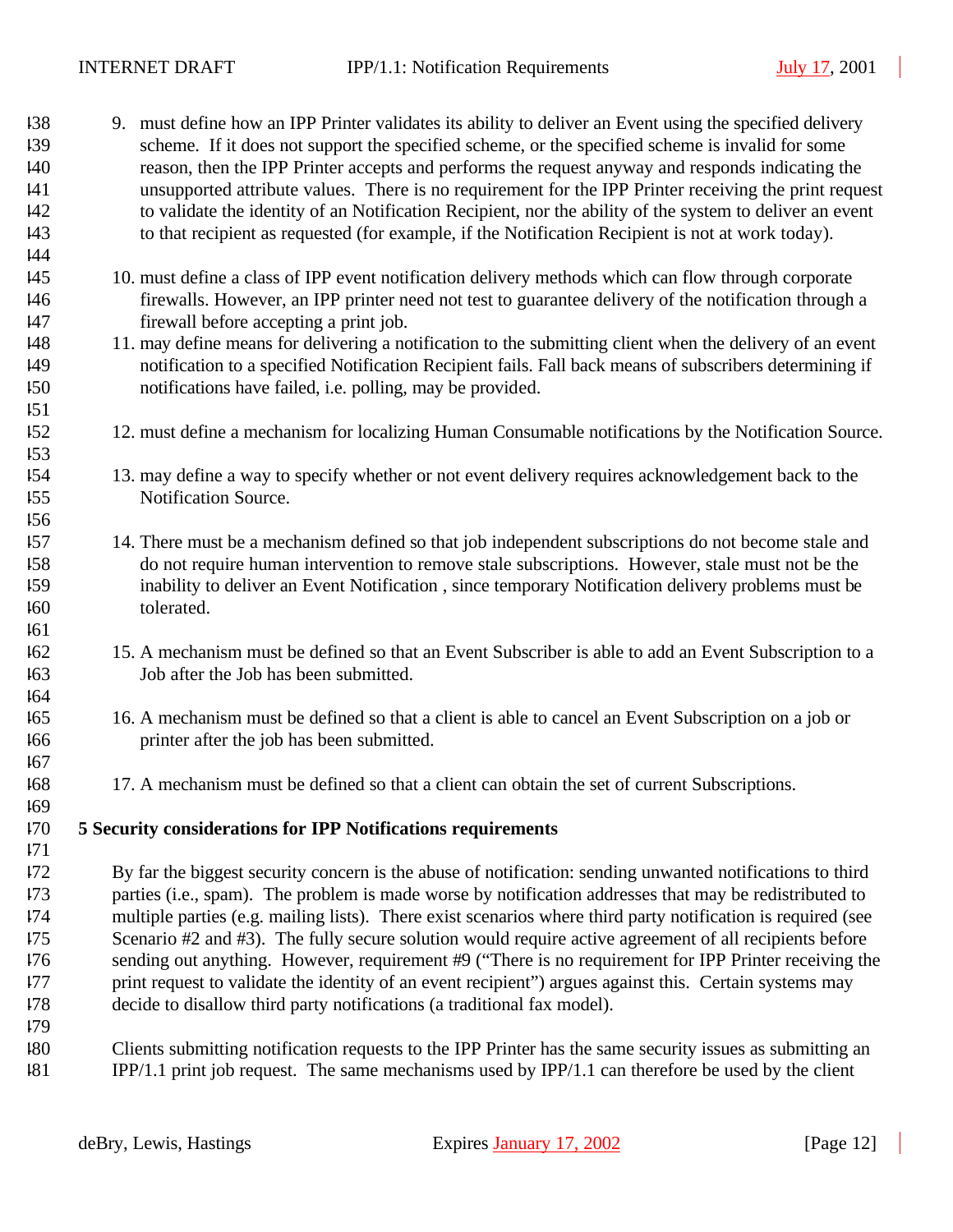9. must define how an IPP Printer validates its ability to deliver an Event using the specified delivery scheme. If it does not support the specified scheme, or the specified scheme is invalid for some reason, then the IPP Printer accepts and performs the request anyway and responds indicating the unsupported attribute values. There is no requirement for the IPP Printer receiving the print request to validate the identity of an Notification Recipient, nor the ability of the system to deliver an event to that recipient as requested (for example, if the Notification Recipient is not at work today).

10. must define a class of IPP event notification delivery methods which can flow through corporate firewalls. However, an IPP printer need not test to guarantee delivery of the notification through a firewall before accepting a print job.

11. may define means for delivering a notification to the submitting client when the delivery of an event notification to a specified Notification Recipient fails. Fall back means of subscribers determining if notifications have failed, i.e. polling, may be provided.

12. must define a mechanism for localizing Human Consumable notifications by the Notification Source.

13. may define a way to specify whether or not event delivery requires acknowledgement back to the Notification Source.

14. There must be a mechanism defined so that job independent subscriptions do not become stale and do not require human intervention to remove stale subscriptions. However, stale must not be the inability to deliver an Event Notification , since temporary Notification delivery problems must be tolerated.

15. A mechanism must be defined so that an Event Subscriber is able to add an Event Subscription to a Job after the Job has been submitted.

16. A mechanism must be defined so that a client is able to cancel an Event Subscription on a job or printer after the job has been submitted.

17. A mechanism must be defined so that a client can obtain the set of current Subscriptions.

## 5 Security considerations for IPP Notifications requirements

By far the biggest security concern is the abuse of notification: sending unwanted notifications to third parties (i.e., spam). The problem is made worse by notification addresses that may be redistributed to multiple parties (e.g. mailing lists). There exist scenarios where third party notification is required (see Scenario #2 and #3). The fully secure solution would require active agreement of all recipients before sending out anything. However, requirement #9 ("There is no requirement for IPP Printer receiving the print request to validate the identity of an event recipient") argues against this. Certain systems may decide to disallow third party notifications (a traditional fax model).

Clients submitting notification requests to the IPP Printer has the same security issues as submitting an IPP/1.1 print job request. The same mechanisms used by IPP/1.1 can therefore be used by the client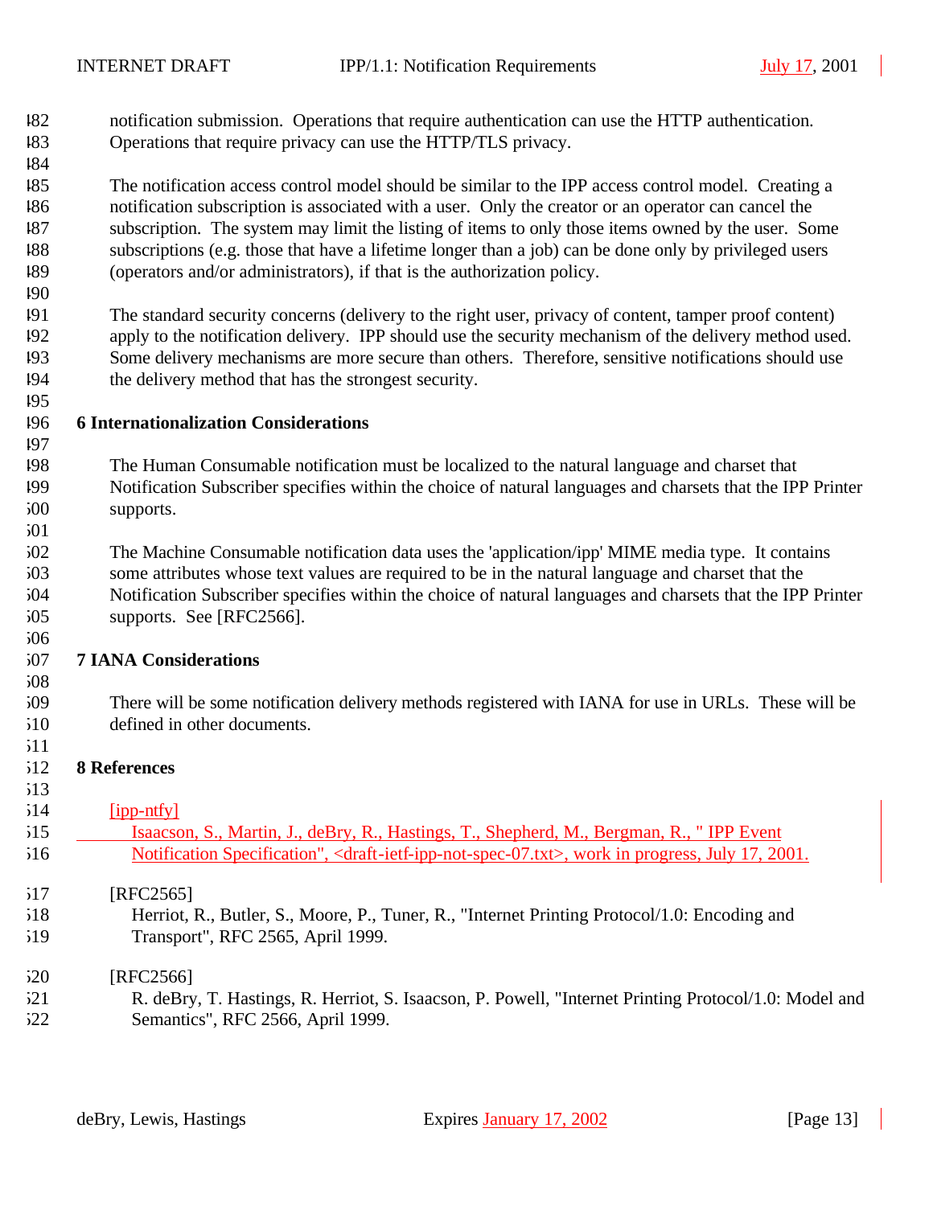notification submission. Operations that require authentication can use the HTTP authentication. Operations that require privacy can use the HTTP/TLS privacy.

The notification access control model should be similar to the IPP access control model. Creating a notification subscription is associated with a user. Only the creator or an operator can cancel the subscription. The system may limit the listing of items to only those items owned by the user. Some subscriptions (e.g. those that have a lifetime longer than a job) can be done only by privileged users (operators and/or administrators), if that is the authorization policy.

The standard security concerns (delivery to the right user, privacy of content, tamper proof content) apply to the notification delivery. IPP should use the security mechanism of the delivery method used. Some delivery mechanisms are more secure than others. Therefore, sensitive notifications should use the delivery method that has the strongest security.

## 6 Internationalization Considerations

The Human Consumable notification must be localized to the natural language and charset that Notification Subscriber specifies within the choice of natural languages and charsets that the IPP Printer supports.

The Machine Consumable notification data uses the 'application/ipp' MIME media type. It contains some attributes whose text values are required to be in the natural language and charset that the Notification Subscriber specifies within the choice of natural languages and charsets that the IPP Printer supports. See [RFC2566].

## 7 IANA Considerations

There will be some notification delivery methods registered with IANA for use in URLs. These will be defined in other documents.

## 8 References

[ipp-ntfy]
Isaacson, S., Martin, J., deBry, R., Hastings, T., Shepherd, M., Bergman, R., " IPP Event Notification Specification", <draft-ietf-ipp-not-spec-07.txt>, work in progress, July 17, 2001.

[RFC2565]
Herriot, R., Butler, S., Moore, P., Tuner, R., "Internet Printing Protocol/1.0: Encoding and Transport", RFC 2565, April 1999.

[RFC2566]
R. deBry, T. Hastings, R. Herriot, S. Isaacson, P. Powell, "Internet Printing Protocol/1.0: Model and Semantics", RFC 2566, April 1999.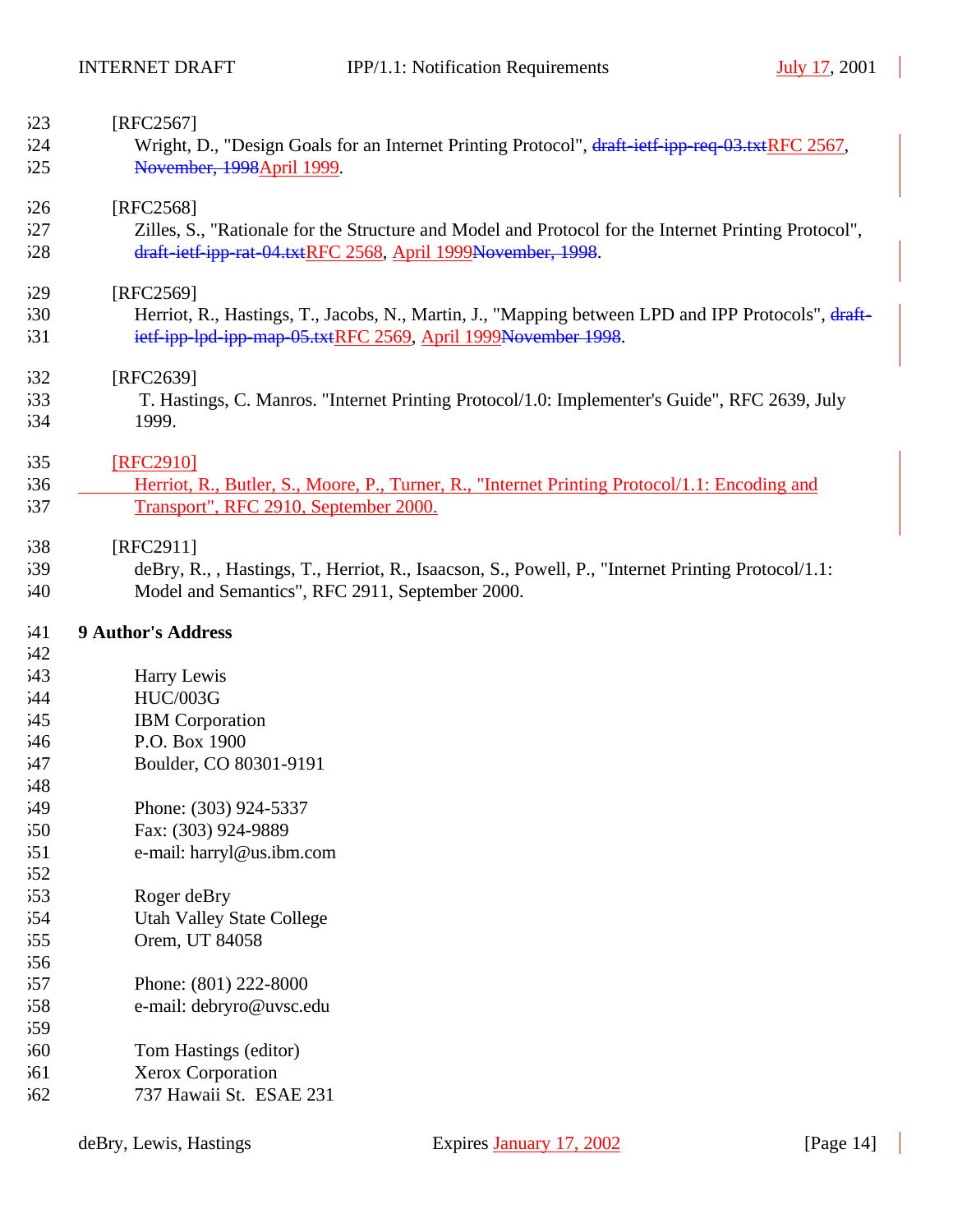[RFC2567]
Wright, D., "Design Goals for an Internet Printing Protocol", ~~draft-ietf-ipp-req-03.txt~~RFC 2567, ~~November, 1998~~April 1999.

[RFC2568]
Zilles, S., "Rationale for the Structure and Model and Protocol for the Internet Printing Protocol", ~~draft-ietf-ipp-rat-04.txt~~RFC 2568, April 1999~~November, 1998~~.

[RFC2569]
Herriot, R., Hastings, T., Jacobs, N., Martin, J., "Mapping between LPD and IPP Protocols", ~~draft-ietf-ipp-lpd-ipp-map-05.txt~~RFC 2569, April 1999~~November 1998~~.

[RFC2639]
T. Hastings, C. Manros. "Internet Printing Protocol/1.0: Implementer's Guide", RFC 2639, July 1999.

[RFC2910]
Herriot, R., Butler, S., Moore, P., Turner, R., "Internet Printing Protocol/1.1: Encoding and Transport", RFC 2910, September 2000.

[RFC2911]
deBry, R., , Hastings, T., Herriot, R., Isaacson, S., Powell, P., "Internet Printing Protocol/1.1: Model and Semantics", RFC 2911, September 2000.

## 9 Author's Address

Harry Lewis
HUC/003G
IBM Corporation
P.O. Box 1900
Boulder, CO 80301-9191

Phone: (303) 924-5337
Fax: (303) 924-9889
e-mail: harryl@us.ibm.com

Roger deBry
Utah Valley State College
Orem, UT 84058

Phone: (801) 222-8000
e-mail: debryro@uvsc.edu

Tom Hastings (editor)
Xerox Corporation
737 Hawaii St.  ESAE 231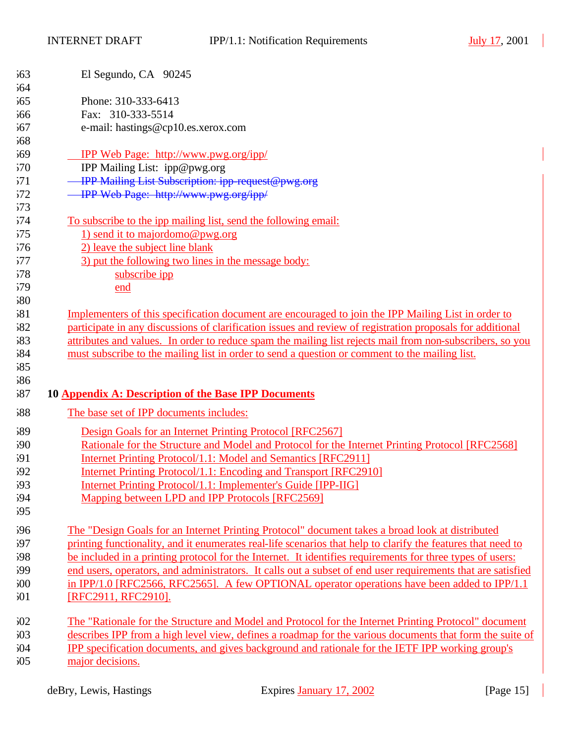El Segundo, CA   90245

Phone: 310-333-6413
Fax:   310-333-5514
e-mail: hastings@cp10.es.xerox.com

IPP Web Page:  http://www.pwg.org/ipp/
IPP Mailing List:  ipp@pwg.org
~~IPP Mailing List Subscription: ipp-request@pwg.org~~
~~IPP Web Page:  http://www.pwg.org/ipp/~~

To subscribe to the ipp mailing list, send the following email:
1) send it to majordomo@pwg.org
2) leave the subject line blank
3) put the following two lines in the message body:
subscribe ipp
end

Implementers of this specification document are encouraged to join the IPP Mailing List in order to participate in any discussions of clarification issues and review of registration proposals for additional attributes and values.  In order to reduce spam the mailing list rejects mail from non-subscribers, so you must subscribe to the mailing list in order to send a question or comment to the mailing list.

# 10 Appendix A: Description of the Base IPP Documents

The base set of IPP documents includes:

Design Goals for an Internet Printing Protocol [RFC2567]
Rationale for the Structure and Model and Protocol for the Internet Printing Protocol [RFC2568]
Internet Printing Protocol/1.1: Model and Semantics [RFC2911]
Internet Printing Protocol/1.1: Encoding and Transport [RFC2910]
Internet Printing Protocol/1.1: Implementer's Guide [IPP-IIG]
Mapping between LPD and IPP Protocols [RFC2569]

The "Design Goals for an Internet Printing Protocol" document takes a broad look at distributed printing functionality, and it enumerates real-life scenarios that help to clarify the features that need to be included in a printing protocol for the Internet.  It identifies requirements for three types of users: end users, operators, and administrators.  It calls out a subset of end user requirements that are satisfied in IPP/1.0 [RFC2566, RFC2565].  A few OPTIONAL operator operations have been added to IPP/1.1 [RFC2911, RFC2910].

The "Rationale for the Structure and Model and Protocol for the Internet Printing Protocol" document describes IPP from a high level view, defines a roadmap for the various documents that form the suite of IPP specification documents, and gives background and rationale for the IETF IPP working group's major decisions.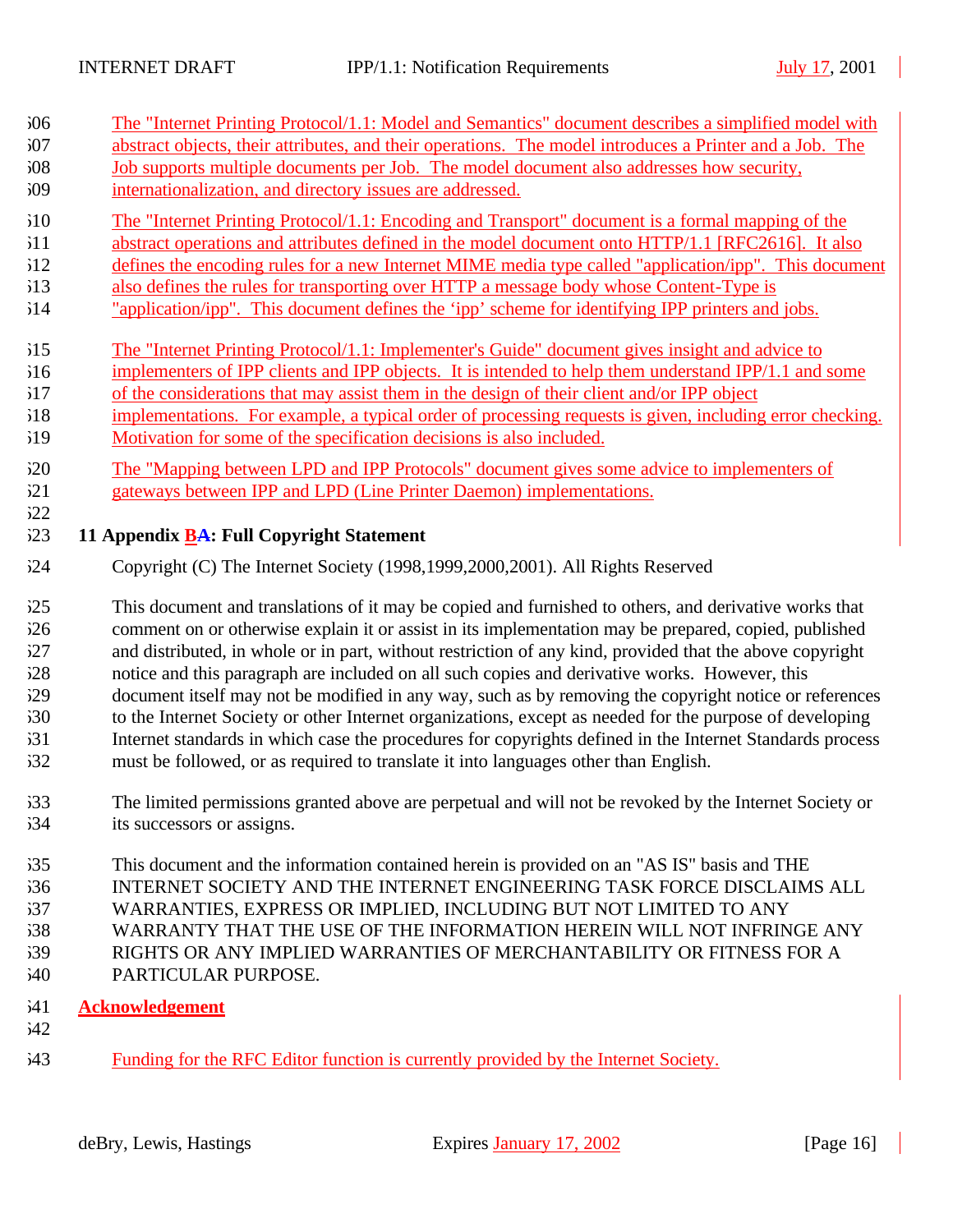The "Internet Printing Protocol/1.1: Model and Semantics" document describes a simplified model with abstract objects, their attributes, and their operations. The model introduces a Printer and a Job. The Job supports multiple documents per Job. The model document also addresses how security, internationalization, and directory issues are addressed.

The "Internet Printing Protocol/1.1: Encoding and Transport" document is a formal mapping of the abstract operations and attributes defined in the model document onto HTTP/1.1 [RFC2616]. It also defines the encoding rules for a new Internet MIME media type called "application/ipp". This document also defines the rules for transporting over HTTP a message body whose Content-Type is "application/ipp". This document defines the 'ipp' scheme for identifying IPP printers and jobs.

The "Internet Printing Protocol/1.1: Implementer's Guide" document gives insight and advice to implementers of IPP clients and IPP objects. It is intended to help them understand IPP/1.1 and some of the considerations that may assist them in the design of their client and/or IPP object implementations. For example, a typical order of processing requests is given, including error checking. Motivation for some of the specification decisions is also included.

The "Mapping between LPD and IPP Protocols" document gives some advice to implementers of gateways between IPP and LPD (Line Printer Daemon) implementations.

## 11 Appendix BA: Full Copyright Statement

Copyright (C) The Internet Society (1998,1999,2000,2001). All Rights Reserved

This document and translations of it may be copied and furnished to others, and derivative works that comment on or otherwise explain it or assist in its implementation may be prepared, copied, published and distributed, in whole or in part, without restriction of any kind, provided that the above copyright notice and this paragraph are included on all such copies and derivative works. However, this document itself may not be modified in any way, such as by removing the copyright notice or references to the Internet Society or other Internet organizations, except as needed for the purpose of developing Internet standards in which case the procedures for copyrights defined in the Internet Standards process must be followed, or as required to translate it into languages other than English.

The limited permissions granted above are perpetual and will not be revoked by the Internet Society or its successors or assigns.

This document and the information contained herein is provided on an "AS IS" basis and THE INTERNET SOCIETY AND THE INTERNET ENGINEERING TASK FORCE DISCLAIMS ALL WARRANTIES, EXPRESS OR IMPLIED, INCLUDING BUT NOT LIMITED TO ANY WARRANTY THAT THE USE OF THE INFORMATION HEREIN WILL NOT INFRINGE ANY RIGHTS OR ANY IMPLIED WARRANTIES OF MERCHANTABILITY OR FITNESS FOR A PARTICULAR PURPOSE.

## Acknowledgement

Funding for the RFC Editor function is currently provided by the Internet Society.